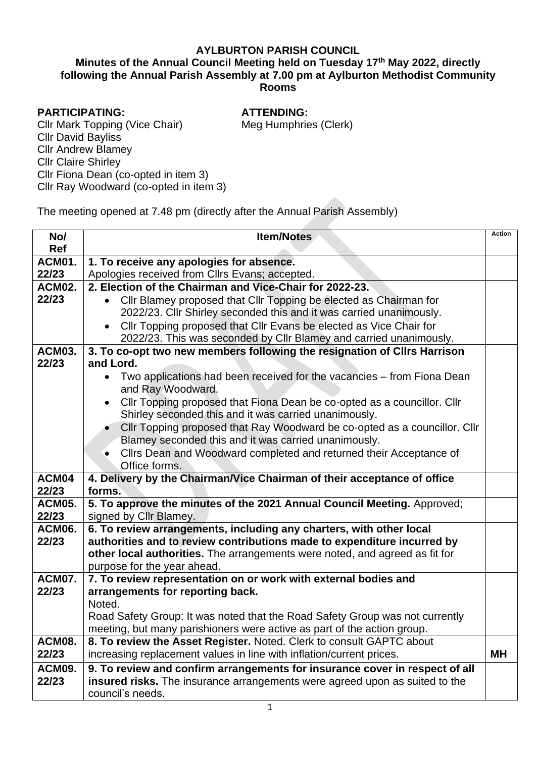**AYLBURTON PARISH COUNCIL**

**Minutes of the Annual Council Meeting held on Tuesday 17th May 2022, directly following the Annual Parish Assembly at 7.00 pm at Aylburton Methodist Community Rooms**

**PARTICIPATING:**
Cllr Mark Topping (Vice Chair)
Cllr David Bayliss
Cllr Andrew Blamey
Cllr Claire Shirley
Cllr Fiona Dean (co-opted in item 3)
Cllr Ray Woodward (co-opted in item 3)

**ATTENDING:**
Meg Humphries (Clerk)

The meeting opened at 7.48 pm (directly after the Annual Parish Assembly)

| No/ Ref | Item/Notes | Action |
|---|---|---|
| ACM01. 22/23 | **1. To receive any apologies for absence.**<br>Apologies received from Cllrs Evans; accepted. | |
| ACM02. 22/23 | **2. Election of the Chairman and Vice-Chair for 2022-23.**<br>• Cllr Blamey proposed that Cllr Topping be elected as Chairman for 2022/23. Cllr Shirley seconded this and it was carried unanimously.<br>• Cllr Topping proposed that Cllr Evans be elected as Vice Chair for 2022/23. This was seconded by Cllr Blamey and carried unanimously. | |
| ACM03. 22/23 | **3. To co-opt two new members following the resignation of Cllrs Harrison and Lord.**<br>• Two applications had been received for the vacancies – from Fiona Dean and Ray Woodward.<br>• Cllr Topping proposed that Fiona Dean be co-opted as a councillor. Cllr Shirley seconded this and it was carried unanimously.<br>• Cllr Topping proposed that Ray Woodward be co-opted as a councillor. Cllr Blamey seconded this and it was carried unanimously.<br>• Cllrs Dean and Woodward completed and returned their Acceptance of Office forms. | |
| ACM04 22/23 | **4. Delivery by the Chairman/Vice Chairman of their acceptance of office forms.** | |
| ACM05. 22/23 | **5. To approve the minutes of the 2021 Annual Council Meeting.** Approved; signed by Cllr Blamey. | |
| ACM06. 22/23 | **6. To review arrangements, including any charters, with other local authorities and to review contributions made to expenditure incurred by other local authorities.** The arrangements were noted, and agreed as fit for purpose for the year ahead. | |
| ACM07. 22/23 | **7. To review representation on or work with external bodies and arrangements for reporting back.**<br>Noted.<br>Road Safety Group: It was noted that the Road Safety Group was not currently meeting, but many parishioners were active as part of the action group. | |
| ACM08. 22/23 | **8. To review the Asset Register.** Noted. Clerk to consult GAPTC about increasing replacement values in line with inflation/current prices. | **MH** |
| ACM09. 22/23 | **9. To review and confirm arrangements for insurance cover in respect of all insured risks.** The insurance arrangements were agreed upon as suited to the council's needs. | |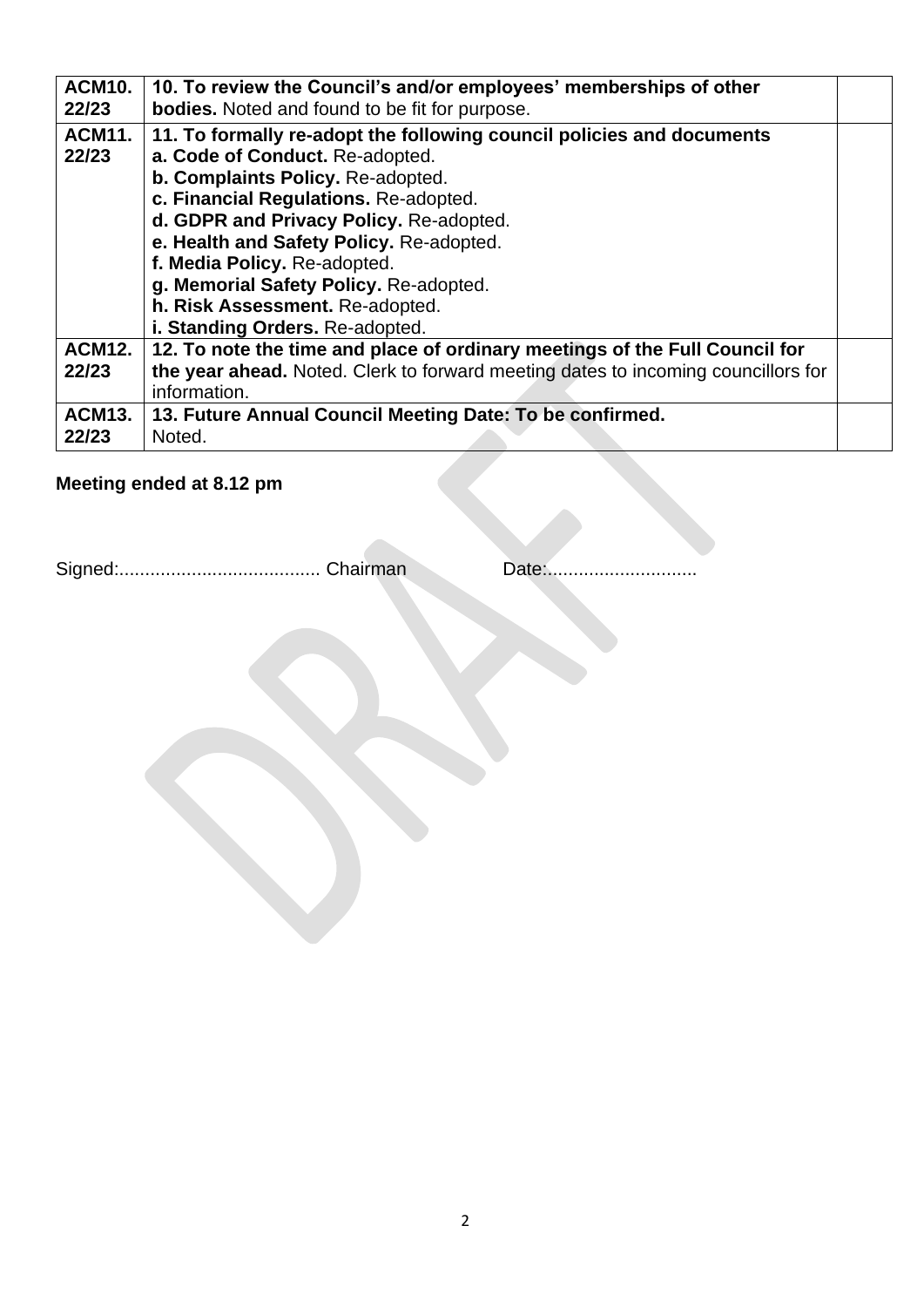| | | |
|---|---|---|
| **ACM10. 22/23** | **10. To review the Council's and/or employees' memberships of other bodies.** Noted and found to be fit for purpose. | |
| **ACM11. 22/23** | **11. To formally re-adopt the following council policies and documents**<br>**a. Code of Conduct.** Re-adopted.<br>**b. Complaints Policy.** Re-adopted.<br>**c. Financial Regulations.** Re-adopted.<br>**d. GDPR and Privacy Policy.** Re-adopted.<br>**e. Health and Safety Policy.** Re-adopted.<br>**f. Media Policy.** Re-adopted.<br>**g. Memorial Safety Policy.** Re-adopted.<br>**h. Risk Assessment.** Re-adopted.<br>**i. Standing Orders.** Re-adopted. | |
| **ACM12. 22/23** | **12. To note the time and place of ordinary meetings of the Full Council for the year ahead.** Noted. Clerk to forward meeting dates to incoming councillors for information. | |
| **ACM13. 22/23** | **13. Future Annual Council Meeting Date: To be confirmed.**<br>Noted. | |

**Meeting ended at 8.12 pm**

Signed:....................................... Chairman Date:.............................

DRAFT